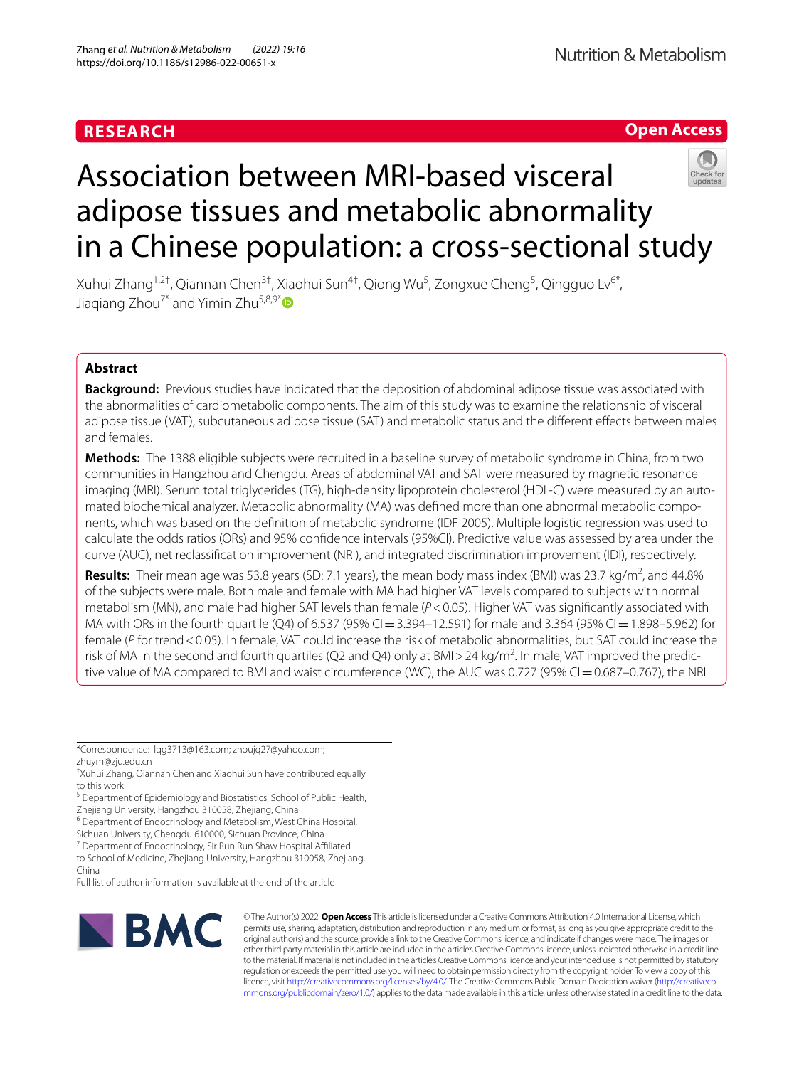RESEARCH

Open Access

# Association between MRI-based visceral adipose tissues and metabolic abnormality in a Chinese population: a cross-sectional study

Xuhui Zhang[1,2†], Qiannan Chen[3†], Xiaohui Sun[4†], Qiong Wu[5], Zongxue Cheng[5], Qingguo Lv[6*], Jiaqiang Zhou[7*] and Yimin Zhu[5,8,9*]

## Abstract

**Background:** Previous studies have indicated that the deposition of abdominal adipose tissue was associated with the abnormalities of cardiometabolic components. The aim of this study was to examine the relationship of visceral adipose tissue (VAT), subcutaneous adipose tissue (SAT) and metabolic status and the different effects between males and females.

**Methods:** The 1388 eligible subjects were recruited in a baseline survey of metabolic syndrome in China, from two communities in Hangzhou and Chengdu. Areas of abdominal VAT and SAT were measured by magnetic resonance imaging (MRI). Serum total triglycerides (TG), high-density lipoprotein cholesterol (HDL-C) were measured by an automated biochemical analyzer. Metabolic abnormality (MA) was defined more than one abnormal metabolic components, which was based on the definition of metabolic syndrome (IDF 2005). Multiple logistic regression was used to calculate the odds ratios (ORs) and 95% confidence intervals (95%CI). Predictive value was assessed by area under the curve (AUC), net reclassification improvement (NRI), and integrated discrimination improvement (IDI), respectively.

**Results:** Their mean age was 53.8 years (SD: 7.1 years), the mean body mass index (BMI) was 23.7 kg/m$^2$, and 44.8% of the subjects were male. Both male and female with MA had higher VAT levels compared to subjects with normal metabolism (MN), and male had higher SAT levels than female ($P < 0.05$). Higher VAT was significantly associated with MA with ORs in the fourth quartile (Q4) of 6.537 (95% CI = 3.394–12.591) for male and 3.364 (95% CI = 1.898–5.962) for female ($P$ for trend < 0.05). In female, VAT could increase the risk of metabolic abnormalities, but SAT could increase the risk of MA in the second and fourth quartiles (Q2 and Q4) only at BMI > 24 kg/m$^2$. In male, VAT improved the predictive value of MA compared to BMI and waist circumference (WC), the AUC was 0.727 (95% CI = 0.687–0.767), the NRI

*Correspondence: lqg3713@163.com; zhoujq27@yahoo.com; zhuym@zju.edu.cn

†Xuhui Zhang, Qiannan Chen and Xiaohui Sun have contributed equally to this work

[5] Department of Epidemiology and Biostatistics, School of Public Health, Zhejiang University, Hangzhou 310058, Zhejiang, China

[6] Department of Endocrinology and Metabolism, West China Hospital, Sichuan University, Chengdu 610000, Sichuan Province, China

[7] Department of Endocrinology, Sir Run Run Shaw Hospital Affiliated to School of Medicine, Zhejiang University, Hangzhou 310058, Zhejiang, China

Full list of author information is available at the end of the article

© The Author(s) 2022. **Open Access** This article is licensed under a Creative Commons Attribution 4.0 International License, which permits use, sharing, adaptation, distribution and reproduction in any medium or format, as long as you give appropriate credit to the original author(s) and the source, provide a link to the Creative Commons licence, and indicate if changes were made. The images or other third party material in this article are included in the article's Creative Commons licence, unless indicated otherwise in a credit line to the material. If material is not included in the article's Creative Commons licence and your intended use is not permitted by statutory regulation or exceeds the permitted use, you will need to obtain permission directly from the copyright holder. To view a copy of this licence, visit http://creativecommons.org/licenses/by/4.0/. The Creative Commons Public Domain Dedication waiver (http://creativecommons.org/publicdomain/zero/1.0/) applies to the data made available in this article, unless otherwise stated in a credit line to the data.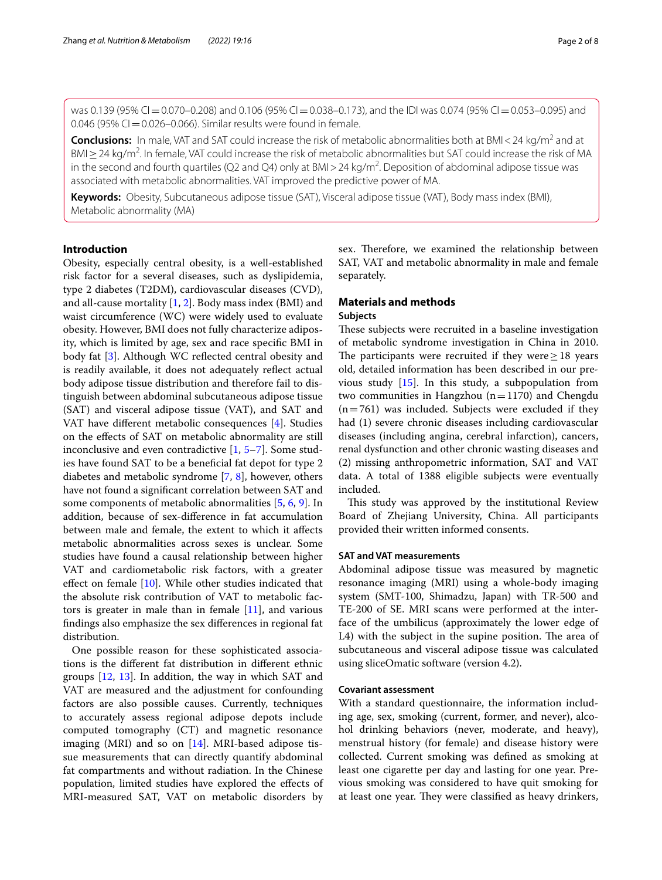was 0.139 (95% CI = 0.070–0.208) and 0.106 (95% CI = 0.038–0.173), and the IDI was 0.074 (95% CI = 0.053–0.095) and 0.046 (95% CI = 0.026–0.066). Similar results were found in female.

**Conclusions:** In male, VAT and SAT could increase the risk of metabolic abnormalities both at BMI < 24 kg/m$^2$ and at BMI ≥ 24 kg/m$^2$. In female, VAT could increase the risk of metabolic abnormalities but SAT could increase the risk of MA in the second and fourth quartiles (Q2 and Q4) only at BMI > 24 kg/m$^2$. Deposition of abdominal adipose tissue was associated with metabolic abnormalities. VAT improved the predictive power of MA.

**Keywords:** Obesity, Subcutaneous adipose tissue (SAT), Visceral adipose tissue (VAT), Body mass index (BMI), Metabolic abnormality (MA)

## Introduction

Obesity, especially central obesity, is a well-established risk factor for a several diseases, such as dyslipidemia, type 2 diabetes (T2DM), cardiovascular diseases (CVD), and all-cause mortality [1, 2]. Body mass index (BMI) and waist circumference (WC) were widely used to evaluate obesity. However, BMI does not fully characterize adiposity, which is limited by age, sex and race specific BMI in body fat [3]. Although WC reflected central obesity and is readily available, it does not adequately reflect actual body adipose tissue distribution and therefore fail to distinguish between abdominal subcutaneous adipose tissue (SAT) and visceral adipose tissue (VAT), and SAT and VAT have different metabolic consequences [4]. Studies on the effects of SAT on metabolic abnormality are still inconclusive and even contradictive [1, 5–7]. Some studies have found SAT to be a beneficial fat depot for type 2 diabetes and metabolic syndrome [7, 8], however, others have not found a significant correlation between SAT and some components of metabolic abnormalities [5, 6, 9]. In addition, because of sex-difference in fat accumulation between male and female, the extent to which it affects metabolic abnormalities across sexes is unclear. Some studies have found a causal relationship between higher VAT and cardiometabolic risk factors, with a greater effect on female [10]. While other studies indicated that the absolute risk contribution of VAT to metabolic factors is greater in male than in female [11], and various findings also emphasize the sex differences in regional fat distribution.

One possible reason for these sophisticated associations is the different fat distribution in different ethnic groups [12, 13]. In addition, the way in which SAT and VAT are measured and the adjustment for confounding factors are also possible causes. Currently, techniques to accurately assess regional adipose depots include computed tomography (CT) and magnetic resonance imaging (MRI) and so on [14]. MRI-based adipose tissue measurements that can directly quantify abdominal fat compartments and without radiation. In the Chinese population, limited studies have explored the effects of MRI-measured SAT, VAT on metabolic disorders by sex. Therefore, we examined the relationship between SAT, VAT and metabolic abnormality in male and female separately.

## Materials and methods

### Subjects

These subjects were recruited in a baseline investigation of metabolic syndrome investigation in China in 2010. The participants were recruited if they were ≥ 18 years old, detailed information has been described in our previous study [15]. In this study, a subpopulation from two communities in Hangzhou (n = 1170) and Chengdu (n = 761) was included. Subjects were excluded if they had (1) severe chronic diseases including cardiovascular diseases (including angina, cerebral infarction), cancers, renal dysfunction and other chronic wasting diseases and (2) missing anthropometric information, SAT and VAT data. A total of 1388 eligible subjects were eventually included.

This study was approved by the institutional Review Board of Zhejiang University, China. All participants provided their written informed consents.

### SAT and VAT measurements

Abdominal adipose tissue was measured by magnetic resonance imaging (MRI) using a whole-body imaging system (SMT-100, Shimadzu, Japan) with TR-500 and TE-200 of SE. MRI scans were performed at the interface of the umbilicus (approximately the lower edge of L4) with the subject in the supine position. The area of subcutaneous and visceral adipose tissue was calculated using sliceOmatic software (version 4.2).

### Covariant assessment

With a standard questionnaire, the information including age, sex, smoking (current, former, and never), alcohol drinking behaviors (never, moderate, and heavy), menstrual history (for female) and disease history were collected. Current smoking was defined as smoking at least one cigarette per day and lasting for one year. Previous smoking was considered to have quit smoking for at least one year. They were classified as heavy drinkers,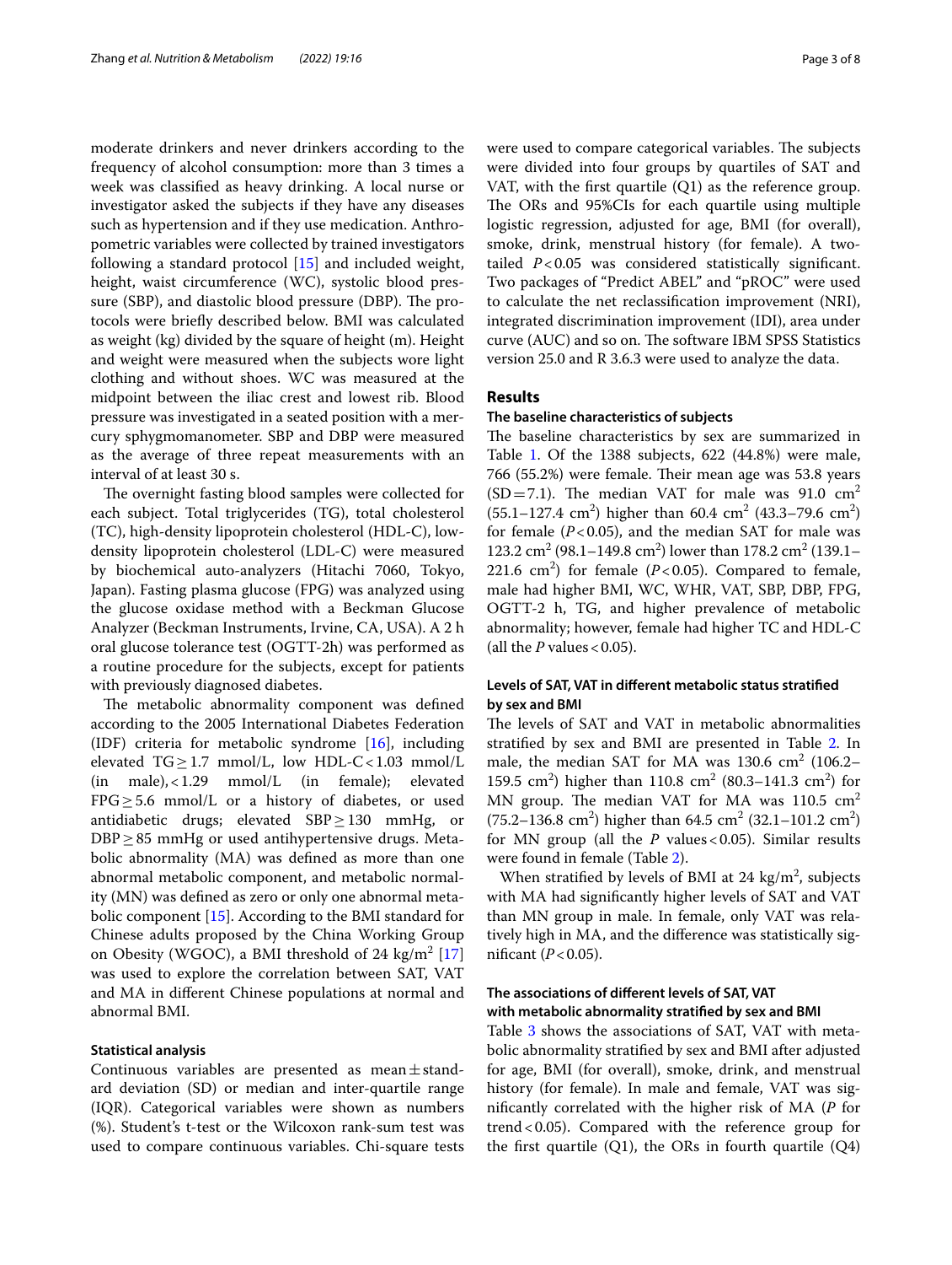moderate drinkers and never drinkers according to the frequency of alcohol consumption: more than 3 times a week was classified as heavy drinking. A local nurse or investigator asked the subjects if they have any diseases such as hypertension and if they use medication. Anthropometric variables were collected by trained investigators following a standard protocol [15] and included weight, height, waist circumference (WC), systolic blood pressure (SBP), and diastolic blood pressure (DBP). The protocols were briefly described below. BMI was calculated as weight (kg) divided by the square of height (m). Height and weight were measured when the subjects wore light clothing and without shoes. WC was measured at the midpoint between the iliac crest and lowest rib. Blood pressure was investigated in a seated position with a mercury sphygmomanometer. SBP and DBP were measured as the average of three repeat measurements with an interval of at least 30 s.

The overnight fasting blood samples were collected for each subject. Total triglycerides (TG), total cholesterol (TC), high-density lipoprotein cholesterol (HDL-C), low-density lipoprotein cholesterol (LDL-C) were measured by biochemical auto-analyzers (Hitachi 7060, Tokyo, Japan). Fasting plasma glucose (FPG) was analyzed using the glucose oxidase method with a Beckman Glucose Analyzer (Beckman Instruments, Irvine, CA, USA). A 2 h oral glucose tolerance test (OGTT-2h) was performed as a routine procedure for the subjects, except for patients with previously diagnosed diabetes.

The metabolic abnormality component was defined according to the 2005 International Diabetes Federation (IDF) criteria for metabolic syndrome [16], including elevated TG $\geq$ 1.7 mmol/L, low HDL-C < 1.03 mmol/L (in male), < 1.29 mmol/L (in female); elevated FPG $\geq$ 5.6 mmol/L or a history of diabetes, or used antidiabetic drugs; elevated SBP $\geq$ 130 mmHg, or DBP $\geq$ 85 mmHg or used antihypertensive drugs. Metabolic abnormality (MA) was defined as more than one abnormal metabolic component, and metabolic normality (MN) was defined as zero or only one abnormal metabolic component [15]. According to the BMI standard for Chinese adults proposed by the China Working Group on Obesity (WGOC), a BMI threshold of 24 kg/m$^2$ [17] was used to explore the correlation between SAT, VAT and MA in different Chinese populations at normal and abnormal BMI.

### Statistical analysis

Continuous variables are presented as mean $\pm$ standard deviation (SD) or median and inter-quartile range (IQR). Categorical variables were shown as numbers (%). Student's t-test or the Wilcoxon rank-sum test was used to compare continuous variables. Chi-square tests were used to compare categorical variables. The subjects were divided into four groups by quartiles of SAT and VAT, with the first quartile (Q1) as the reference group. The ORs and 95%CIs for each quartile using multiple logistic regression, adjusted for age, BMI (for overall), smoke, drink, menstrual history (for female). A two-tailed $P$ < 0.05 was considered statistically significant. Two packages of "Predict ABEL" and "pROC" were used to calculate the net reclassification improvement (NRI), integrated discrimination improvement (IDI), area under curve (AUC) and so on. The software IBM SPSS Statistics version 25.0 and R 3.6.3 were used to analyze the data.

## Results

### The baseline characteristics of subjects

The baseline characteristics by sex are summarized in Table 1. Of the 1388 subjects, 622 (44.8%) were male, 766 (55.2%) were female. Their mean age was 53.8 years (SD = 7.1). The median VAT for male was 91.0 cm$^2$ (55.1–127.4 cm$^2$) higher than 60.4 cm$^2$ (43.3–79.6 cm$^2$) for female ($P$ < 0.05), and the median SAT for male was 123.2 cm$^2$ (98.1–149.8 cm$^2$) lower than 178.2 cm$^2$ (139.1–221.6 cm$^2$) for female ($P$ < 0.05). Compared to female, male had higher BMI, WC, WHR, VAT, SBP, DBP, FPG, OGTT-2 h, TG, and higher prevalence of metabolic abnormality; however, female had higher TC and HDL-C (all the $P$ values < 0.05).

### Levels of SAT, VAT in different metabolic status stratified by sex and BMI

The levels of SAT and VAT in metabolic abnormalities stratified by sex and BMI are presented in Table 2. In male, the median SAT for MA was 130.6 cm$^2$ (106.2–159.5 cm$^2$) higher than 110.8 cm$^2$ (80.3–141.3 cm$^2$) for MN group. The median VAT for MA was 110.5 cm$^2$ (75.2–136.8 cm$^2$) higher than 64.5 cm$^2$ (32.1–101.2 cm$^2$) for MN group (all the $P$ values < 0.05). Similar results were found in female (Table 2).

When stratified by levels of BMI at 24 kg/m$^2$, subjects with MA had significantly higher levels of SAT and VAT than MN group in male. In female, only VAT was relatively high in MA, and the difference was statistically significant ($P$ < 0.05).

### The associations of different levels of SAT, VAT with metabolic abnormality stratified by sex and BMI

Table 3 shows the associations of SAT, VAT with metabolic abnormality stratified by sex and BMI after adjusted for age, BMI (for overall), smoke, drink, and menstrual history (for female). In male and female, VAT was significantly correlated with the higher risk of MA ($P$ for trend < 0.05). Compared with the reference group for the first quartile (Q1), the ORs in fourth quartile (Q4)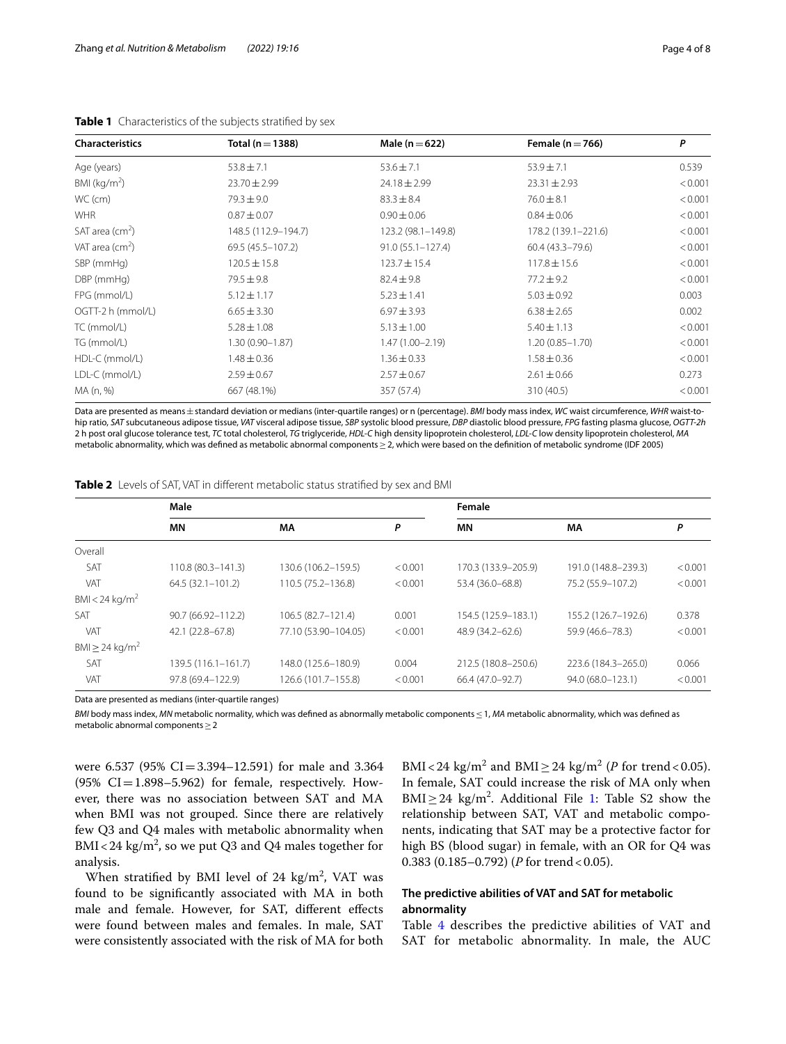**Table 1** Characteristics of the subjects stratified by sex

| Characteristics | Total (n = 1388) | Male (n = 622) | Female (n = 766) | P |
|---|---|---|---|---|
| Age (years) | 53.8 ± 7.1 | 53.6 ± 7.1 | 53.9 ± 7.1 | 0.539 |
| BMI (kg/m$^2$) | 23.70 ± 2.99 | 24.18 ± 2.99 | 23.31 ± 2.93 | < 0.001 |
| WC (cm) | 79.3 ± 9.0 | 83.3 ± 8.4 | 76.0 ± 8.1 | < 0.001 |
| WHR | 0.87 ± 0.07 | 0.90 ± 0.06 | 0.84 ± 0.06 | < 0.001 |
| SAT area (cm$^2$) | 148.5 (112.9–194.7) | 123.2 (98.1–149.8) | 178.2 (139.1–221.6) | < 0.001 |
| VAT area (cm$^2$) | 69.5 (45.5–107.2) | 91.0 (55.1–127.4) | 60.4 (43.3–79.6) | < 0.001 |
| SBP (mmHg) | 120.5 ± 15.8 | 123.7 ± 15.4 | 117.8 ± 15.6 | < 0.001 |
| DBP (mmHg) | 79.5 ± 9.8 | 82.4 ± 9.8 | 77.2 ± 9.2 | < 0.001 |
| FPG (mmol/L) | 5.12 ± 1.17 | 5.23 ± 1.41 | 5.03 ± 0.92 | 0.003 |
| OGTT-2 h (mmol/L) | 6.65 ± 3.30 | 6.97 ± 3.93 | 6.38 ± 2.65 | 0.002 |
| TC (mmol/L) | 5.28 ± 1.08 | 5.13 ± 1.00 | 5.40 ± 1.13 | < 0.001 |
| TG (mmol/L) | 1.30 (0.90–1.87) | 1.47 (1.00–2.19) | 1.20 (0.85–1.70) | < 0.001 |
| HDL-C (mmol/L) | 1.48 ± 0.36 | 1.36 ± 0.33 | 1.58 ± 0.36 | < 0.001 |
| LDL-C (mmol/L) | 2.59 ± 0.67 | 2.57 ± 0.67 | 2.61 ± 0.66 | 0.273 |
| MA (n, %) | 667 (48.1%) | 357 (57.4) | 310 (40.5) | < 0.001 |

Data are presented as means ± standard deviation or medians (inter-quartile ranges) or n (percentage). *BMI* body mass index, *WC* waist circumference, *WHR* waist-to-hip ratio, *SAT* subcutaneous adipose tissue, *VAT* visceral adipose tissue, *SBP* systolic blood pressure, *DBP* diastolic blood pressure, *FPG* fasting plasma glucose, *OGTT-2h* 2 h post oral glucose tolerance test, *TC* total cholesterol, *TG* triglyceride, *HDL-C* high density lipoprotein cholesterol, *LDL-C* low density lipoprotein cholesterol, *MA* metabolic abnormality, which was defined as metabolic abnormal components ≥ 2, which were based on the definition of metabolic syndrome (IDF 2005)

**Table 2** Levels of SAT, VAT in different metabolic status stratified by sex and BMI

| | Male | | | Female | | |
|---|---|---|---|---|---|---|
| | MN | MA | P | MN | MA | P |
| Overall | | | | | | |
| SAT | 110.8 (80.3–141.3) | 130.6 (106.2–159.5) | < 0.001 | 170.3 (133.9–205.9) | 191.0 (148.8–239.3) | < 0.001 |
| VAT | 64.5 (32.1–101.2) | 110.5 (75.2–136.8) | < 0.001 | 53.4 (36.0–68.8) | 75.2 (55.9–107.2) | < 0.001 |
| BMI < 24 kg/m$^2$ | | | | | | |
| SAT | 90.7 (66.92–112.2) | 106.5 (82.7–121.4) | 0.001 | 154.5 (125.9–183.1) | 155.2 (126.7–192.6) | 0.378 |
| VAT | 42.1 (22.8–67.8) | 77.10 (53.90–104.05) | < 0.001 | 48.9 (34.2–62.6) | 59.9 (46.6–78.3) | < 0.001 |
| BMI ≥ 24 kg/m$^2$ | | | | | | |
| SAT | 139.5 (116.1–161.7) | 148.0 (125.6–180.9) | 0.004 | 212.5 (180.8–250.6) | 223.6 (184.3–265.0) | 0.066 |
| VAT | 97.8 (69.4–122.9) | 126.6 (101.7–155.8) | < 0.001 | 66.4 (47.0–92.7) | 94.0 (68.0–123.1) | < 0.001 |

Data are presented as medians (inter-quartile ranges)

*BMI* body mass index, *MN* metabolic normality, which was defined as abnormally metabolic components ≤ 1, *MA* metabolic abnormality, which was defined as metabolic abnormal components ≥ 2

were 6.537 (95% CI = 3.394–12.591) for male and 3.364 (95% CI = 1.898–5.962) for female, respectively. However, there was no association between SAT and MA when BMI was not grouped. Since there are relatively few Q3 and Q4 males with metabolic abnormality when BMI < 24 kg/m$^2$, so we put Q3 and Q4 males together for analysis.

When stratified by BMI level of 24 kg/m$^2$, VAT was found to be significantly associated with MA in both male and female. However, for SAT, different effects were found between males and females. In male, SAT were consistently associated with the risk of MA for both BMI < 24 kg/m$^2$ and BMI ≥ 24 kg/m$^2$ (*P* for trend < 0.05). In female, SAT could increase the risk of MA only when BMI ≥ 24 kg/m$^2$. Additional File 1: Table S2 show the relationship between SAT, VAT and metabolic components, indicating that SAT may be a protective factor for high BS (blood sugar) in female, with an OR for Q4 was 0.383 (0.185–0.792) (*P* for trend < 0.05).

### The predictive abilities of VAT and SAT for metabolic abnormality

Table 4 describes the predictive abilities of VAT and SAT for metabolic abnormality. In male, the AUC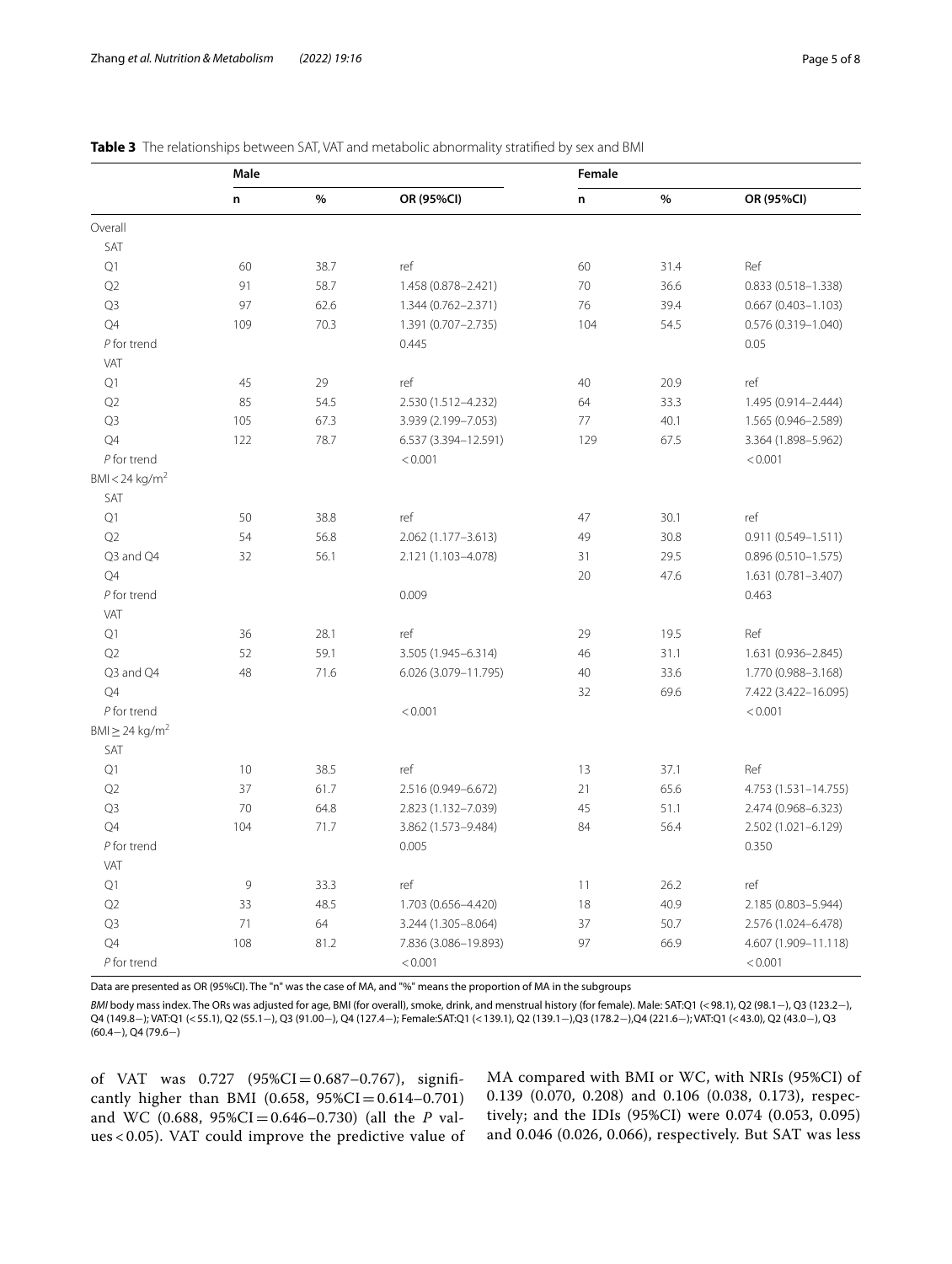**Table 3** The relationships between SAT, VAT and metabolic abnormality stratified by sex and BMI

| | Male | | | Female | | |
|---|---|---|---|---|---|---|
| | n | % | OR (95%CI) | n | % | OR (95%CI) |
| Overall | | | | | | |
| SAT | | | | | | |
| Q1 | 60 | 38.7 | ref | 60 | 31.4 | Ref |
| Q2 | 91 | 58.7 | 1.458 (0.878–2.421) | 70 | 36.6 | 0.833 (0.518–1.338) |
| Q3 | 97 | 62.6 | 1.344 (0.762–2.371) | 76 | 39.4 | 0.667 (0.403–1.103) |
| Q4 | 109 | 70.3 | 1.391 (0.707–2.735) | 104 | 54.5 | 0.576 (0.319–1.040) |
| *P* for trend | | | 0.445 | | | 0.05 |
| VAT | | | | | | |
| Q1 | 45 | 29 | ref | 40 | 20.9 | ref |
| Q2 | 85 | 54.5 | 2.530 (1.512–4.232) | 64 | 33.3 | 1.495 (0.914–2.444) |
| Q3 | 105 | 67.3 | 3.939 (2.199–7.053) | 77 | 40.1 | 1.565 (0.946–2.589) |
| Q4 | 122 | 78.7 | 6.537 (3.394–12.591) | 129 | 67.5 | 3.364 (1.898–5.962) |
| *P* for trend | | | < 0.001 | | | < 0.001 |
| BMI < 24 kg/m$^2$ | | | | | | |
| SAT | | | | | | |
| Q1 | 50 | 38.8 | ref | 47 | 30.1 | ref |
| Q2 | 54 | 56.8 | 2.062 (1.177–3.613) | 49 | 30.8 | 0.911 (0.549–1.511) |
| Q3 and Q4 | 32 | 56.1 | 2.121 (1.103–4.078) | 31 | 29.5 | 0.896 (0.510–1.575) |
| Q4 | | | | 20 | 47.6 | 1.631 (0.781–3.407) |
| *P* for trend | | | 0.009 | | | 0.463 |
| VAT | | | | | | |
| Q1 | 36 | 28.1 | ref | 29 | 19.5 | Ref |
| Q2 | 52 | 59.1 | 3.505 (1.945–6.314) | 46 | 31.1 | 1.631 (0.936–2.845) |
| Q3 and Q4 | 48 | 71.6 | 6.026 (3.079–11.795) | 40 | 33.6 | 1.770 (0.988–3.168) |
| Q4 | | | | 32 | 69.6 | 7.422 (3.422–16.095) |
| *P* for trend | | | < 0.001 | | | < 0.001 |
| BMI ≥ 24 kg/m$^2$ | | | | | | |
| SAT | | | | | | |
| Q1 | 10 | 38.5 | ref | 13 | 37.1 | Ref |
| Q2 | 37 | 61.7 | 2.516 (0.949–6.672) | 21 | 65.6 | 4.753 (1.531–14.755) |
| Q3 | 70 | 64.8 | 2.823 (1.132–7.039) | 45 | 51.1 | 2.474 (0.968–6.323) |
| Q4 | 104 | 71.7 | 3.862 (1.573–9.484) | 84 | 56.4 | 2.502 (1.021–6.129) |
| *P* for trend | | | 0.005 | | | 0.350 |
| VAT | | | | | | |
| Q1 | 9 | 33.3 | ref | 11 | 26.2 | ref |
| Q2 | 33 | 48.5 | 1.703 (0.656–4.420) | 18 | 40.9 | 2.185 (0.803–5.944) |
| Q3 | 71 | 64 | 3.244 (1.305–8.064) | 37 | 50.7 | 2.576 (1.024–6.478) |
| Q4 | 108 | 81.2 | 7.836 (3.086–19.893) | 97 | 66.9 | 4.607 (1.909–11.118) |
| *P* for trend | | | < 0.001 | | | < 0.001 |

Data are presented as OR (95%CI). The "n" was the case of MA, and "%" means the proportion of MA in the subgroups

*BMI* body mass index. The ORs was adjusted for age, BMI (for overall), smoke, drink, and menstrual history (for female). Male: SAT:Q1 (< 98.1), Q2 (98.1−), Q3 (123.2−), Q4 (149.8−); VAT:Q1 (< 55.1), Q2 (55.1−), Q3 (91.00−), Q4 (127.4−); Female:SAT:Q1 (< 139.1), Q2 (139.1−),Q3 (178.2−),Q4 (221.6−); VAT:Q1 (< 43.0), Q2 (43.0−), Q3 (60.4−), Q4 (79.6−)

of VAT was 0.727 (95%CI = 0.687–0.767), significantly higher than BMI (0.658, 95%CI = 0.614–0.701) and WC (0.688, 95%CI = 0.646–0.730) (all the *P* values < 0.05). VAT could improve the predictive value of MA compared with BMI or WC, with NRIs (95%CI) of 0.139 (0.070, 0.208) and 0.106 (0.038, 0.173), respectively; and the IDIs (95%CI) were 0.074 (0.053, 0.095) and 0.046 (0.026, 0.066), respectively. But SAT was less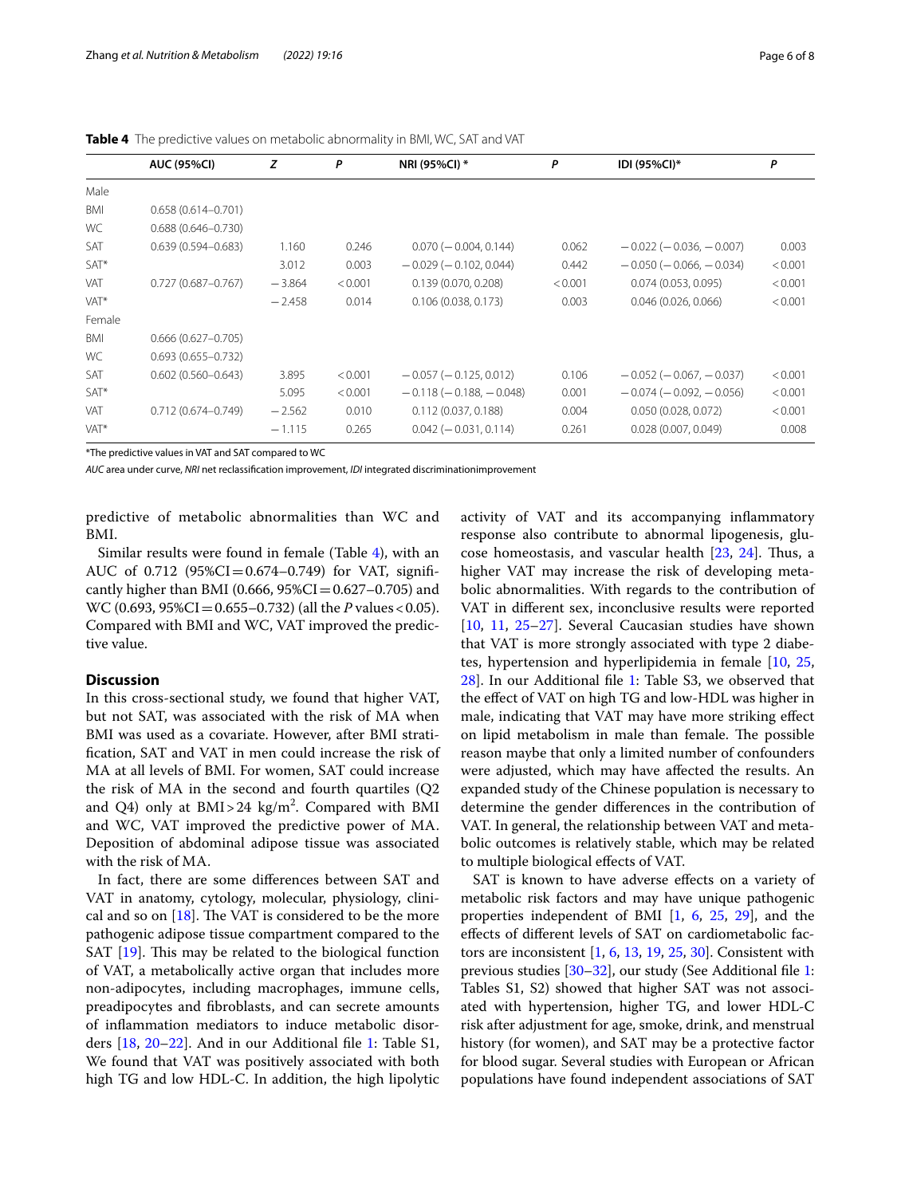**Table 4** The predictive values on metabolic abnormality in BMI, WC, SAT and VAT

| | AUC (95%CI) | Z | P | NRI (95%CI) * | P | IDI (95%CI)* | P |
|---|---|---|---|---|---|---|---|
| Male | | | | | | | |
| BMI | 0.658 (0.614–0.701) | | | | | | |
| WC | 0.688 (0.646–0.730) | | | | | | |
| SAT | 0.639 (0.594–0.683) | 1.160 | 0.246 | 0.070 (−0.004, 0.144) | 0.062 | −0.022 (−0.036, −0.007) | 0.003 |
| SAT* | | 3.012 | 0.003 | −0.029 (−0.102, 0.044) | 0.442 | −0.050 (−0.066, −0.034) | <0.001 |
| VAT | 0.727 (0.687–0.767) | −3.864 | <0.001 | 0.139 (0.070, 0.208) | <0.001 | 0.074 (0.053, 0.095) | <0.001 |
| VAT* | | −2.458 | 0.014 | 0.106 (0.038, 0.173) | 0.003 | 0.046 (0.026, 0.066) | <0.001 |
| Female | | | | | | | |
| BMI | 0.666 (0.627–0.705) | | | | | | |
| WC | 0.693 (0.655–0.732) | | | | | | |
| SAT | 0.602 (0.560–0.643) | 3.895 | <0.001 | −0.057 (−0.125, 0.012) | 0.106 | −0.052 (−0.067, −0.037) | <0.001 |
| SAT* | | 5.095 | <0.001 | −0.118 (−0.188, −0.048) | 0.001 | −0.074 (−0.092, −0.056) | <0.001 |
| VAT | 0.712 (0.674–0.749) | −2.562 | 0.010 | 0.112 (0.037, 0.188) | 0.004 | 0.050 (0.028, 0.072) | <0.001 |
| VAT* | | −1.115 | 0.265 | 0.042 (−0.031, 0.114) | 0.261 | 0.028 (0.007, 0.049) | 0.008 |

*The predictive values in VAT and SAT compared to WC

*AUC* area under curve, *NRI* net reclassification improvement, *IDI* integrated discriminationimprovement

predictive of metabolic abnormalities than WC and BMI.

Similar results were found in female (Table 4), with an AUC of 0.712 (95%CI = 0.674–0.749) for VAT, significantly higher than BMI (0.666, 95%CI = 0.627–0.705) and WC (0.693, 95%CI = 0.655–0.732) (all the *P* values < 0.05). Compared with BMI and WC, VAT improved the predictive value.

## Discussion

In this cross-sectional study, we found that higher VAT, but not SAT, was associated with the risk of MA when BMI was used as a covariate. However, after BMI stratification, SAT and VAT in men could increase the risk of MA at all levels of BMI. For women, SAT could increase the risk of MA in the second and fourth quartiles (Q2 and Q4) only at BMI > 24 kg/m$^2$. Compared with BMI and WC, VAT improved the predictive power of MA. Deposition of abdominal adipose tissue was associated with the risk of MA.

In fact, there are some differences between SAT and VAT in anatomy, cytology, molecular, physiology, clinical and so on [18]. The VAT is considered to be the more pathogenic adipose tissue compartment compared to the SAT [19]. This may be related to the biological function of VAT, a metabolically active organ that includes more non-adipocytes, including macrophages, immune cells, preadipocytes and fibroblasts, and can secrete amounts of inflammation mediators to induce metabolic disorders [18, 20–22]. And in our Additional file 1: Table S1, We found that VAT was positively associated with both high TG and low HDL-C. In addition, the high lipolytic activity of VAT and its accompanying inflammatory response also contribute to abnormal lipogenesis, glucose homeostasis, and vascular health [23, 24]. Thus, a higher VAT may increase the risk of developing metabolic abnormalities. With regards to the contribution of VAT in different sex, inconclusive results were reported [10, 11, 25–27]. Several Caucasian studies have shown that VAT is more strongly associated with type 2 diabetes, hypertension and hyperlipidemia in female [10, 25, 28]. In our Additional file 1: Table S3, we observed that the effect of VAT on high TG and low-HDL was higher in male, indicating that VAT may have more striking effect on lipid metabolism in male than female. The possible reason maybe that only a limited number of confounders were adjusted, which may have affected the results. An expanded study of the Chinese population is necessary to determine the gender differences in the contribution of VAT. In general, the relationship between VAT and metabolic outcomes is relatively stable, which may be related to multiple biological effects of VAT.

SAT is known to have adverse effects on a variety of metabolic risk factors and may have unique pathogenic properties independent of BMI [1, 6, 25, 29], and the effects of different levels of SAT on cardiometabolic factors are inconsistent [1, 6, 13, 19, 25, 30]. Consistent with previous studies [30–32], our study (See Additional file 1: Tables S1, S2) showed that higher SAT was not associated with hypertension, higher TG, and lower HDL-C risk after adjustment for age, smoke, drink, and menstrual history (for women), and SAT may be a protective factor for blood sugar. Several studies with European or African populations have found independent associations of SAT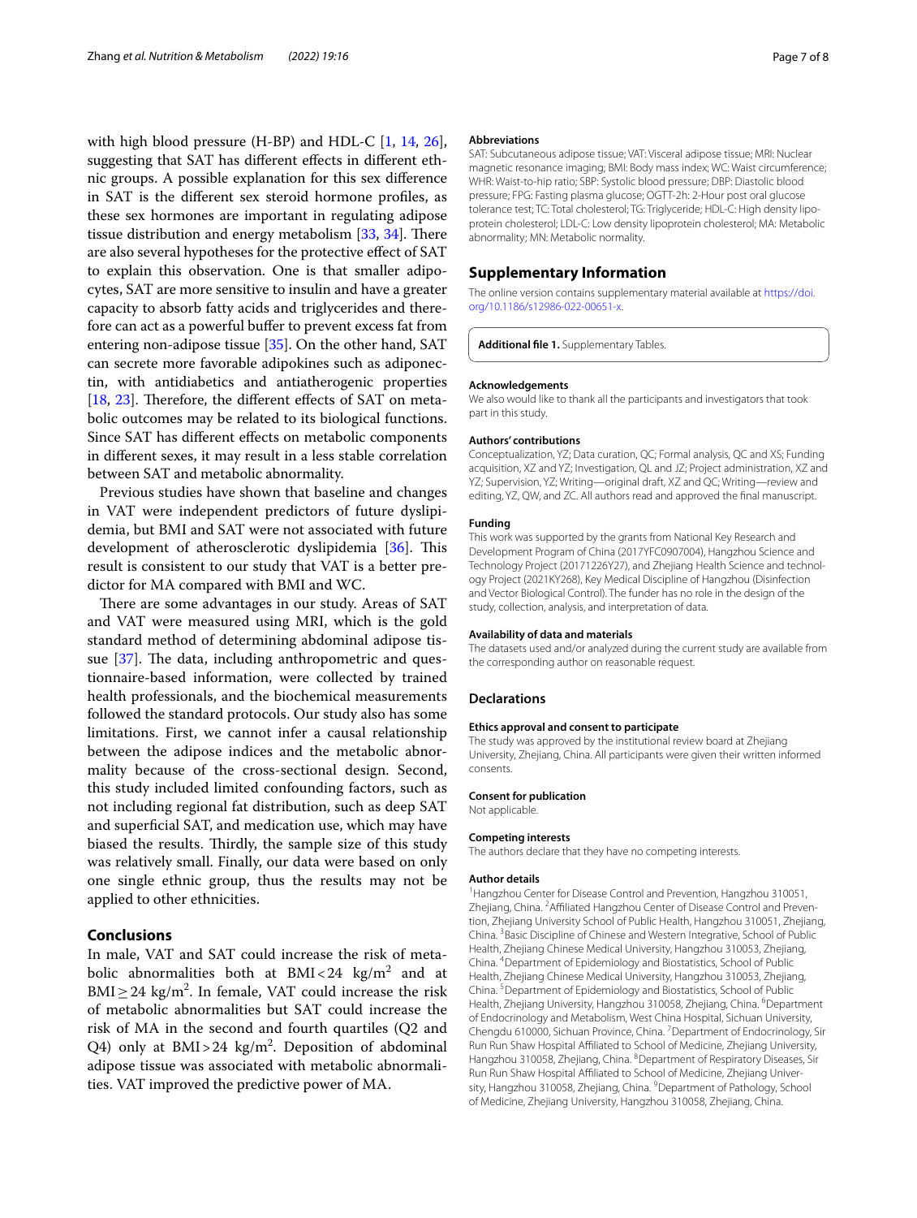with high blood pressure (H-BP) and HDL-C [1, 14, 26], suggesting that SAT has different effects in different ethnic groups. A possible explanation for this sex difference in SAT is the different sex steroid hormone profiles, as these sex hormones are important in regulating adipose tissue distribution and energy metabolism [33, 34]. There are also several hypotheses for the protective effect of SAT to explain this observation. One is that smaller adipocytes, SAT are more sensitive to insulin and have a greater capacity to absorb fatty acids and triglycerides and therefore can act as a powerful buffer to prevent excess fat from entering non-adipose tissue [35]. On the other hand, SAT can secrete more favorable adipokines such as adiponectin, with antidiabetics and antiatherogenic properties [18, 23]. Therefore, the different effects of SAT on metabolic outcomes may be related to its biological functions. Since SAT has different effects on metabolic components in different sexes, it may result in a less stable correlation between SAT and metabolic abnormality.

Previous studies have shown that baseline and changes in VAT were independent predictors of future dyslipidemia, but BMI and SAT were not associated with future development of atherosclerotic dyslipidemia [36]. This result is consistent to our study that VAT is a better predictor for MA compared with BMI and WC.

There are some advantages in our study. Areas of SAT and VAT were measured using MRI, which is the gold standard method of determining abdominal adipose tissue [37]. The data, including anthropometric and questionnaire-based information, were collected by trained health professionals, and the biochemical measurements followed the standard protocols. Our study also has some limitations. First, we cannot infer a causal relationship between the adipose indices and the metabolic abnormality because of the cross-sectional design. Second, this study included limited confounding factors, such as not including regional fat distribution, such as deep SAT and superficial SAT, and medication use, which may have biased the results. Thirdly, the sample size of this study was relatively small. Finally, our data were based on only one single ethnic group, thus the results may not be applied to other ethnicities.

## Conclusions

In male, VAT and SAT could increase the risk of metabolic abnormalities both at BMI $< 24$ kg/m$^2$ and at BMI $\geq 24$ kg/m$^2$. In female, VAT could increase the risk of metabolic abnormalities but SAT could increase the risk of MA in the second and fourth quartiles (Q2 and Q4) only at BMI $> 24$ kg/m$^2$. Deposition of abdominal adipose tissue was associated with metabolic abnormalities. VAT improved the predictive power of MA.

### Abbreviations

SAT: Subcutaneous adipose tissue; VAT: Visceral adipose tissue; MRI: Nuclear magnetic resonance imaging; BMI: Body mass index; WC: Waist circumference; WHR: Waist-to-hip ratio; SBP: Systolic blood pressure; DBP: Diastolic blood pressure; FPG: Fasting plasma glucose; OGTT-2h: 2-Hour post oral glucose tolerance test; TC: Total cholesterol; TG: Triglyceride; HDL-C: High density lipoprotein cholesterol; LDL-C: Low density lipoprotein cholesterol; MA: Metabolic abnormality; MN: Metabolic normality.

## Supplementary Information

The online version contains supplementary material available at https://doi.org/10.1186/s12986-022-00651-x.

**Additional file 1.** Supplementary Tables.

### Acknowledgements

We also would like to thank all the participants and investigators that took part in this study.

### Authors' contributions

Conceptualization, YZ; Data curation, QC; Formal analysis, QC and XS; Funding acquisition, XZ and YZ; Investigation, QL and JZ; Project administration, XZ and YZ; Supervision, YZ; Writing—original draft, XZ and QC; Writing—review and editing, YZ, QW, and ZC. All authors read and approved the final manuscript.

### Funding

This work was supported by the grants from National Key Research and Development Program of China (2017YFC0907004), Hangzhou Science and Technology Project (20171226Y27), and Zhejiang Health Science and technology Project (2021KY268), Key Medical Discipline of Hangzhou (Disinfection and Vector Biological Control). The funder has no role in the design of the study, collection, analysis, and interpretation of data.

### Availability of data and materials

The datasets used and/or analyzed during the current study are available from the corresponding author on reasonable request.

## Declarations

### Ethics approval and consent to participate

The study was approved by the institutional review board at Zhejiang University, Zhejiang, China. All participants were given their written informed consents.

### Consent for publication

Not applicable.

### Competing interests

The authors declare that they have no competing interests.

### Author details

[1] Hangzhou Center for Disease Control and Prevention, Hangzhou 310051, Zhejiang, China. [2] Affiliated Hangzhou Center of Disease Control and Prevention, Zhejiang University School of Public Health, Hangzhou 310051, Zhejiang, China. [3] Basic Discipline of Chinese and Western Integrative, School of Public Health, Zhejiang Chinese Medical University, Hangzhou 310053, Zhejiang, China. [4] Department of Epidemiology and Biostatistics, School of Public Health, Zhejiang Chinese Medical University, Hangzhou 310053, Zhejiang, China. [5] Department of Epidemiology and Biostatistics, School of Public Health, Zhejiang University, Hangzhou 310058, Zhejiang, China. [6] Department of Endocrinology and Metabolism, West China Hospital, Sichuan University, Chengdu 610000, Sichuan Province, China. [7] Department of Endocrinology, Sir Run Run Shaw Hospital Affiliated to School of Medicine, Zhejiang University, Hangzhou 310058, Zhejiang, China. [8] Department of Respiratory Diseases, Sir Run Run Shaw Hospital Affiliated to School of Medicine, Zhejiang University, Hangzhou 310058, Zhejiang, China. [9] Department of Pathology, School of Medicine, Zhejiang University, Hangzhou 310058, Zhejiang, China.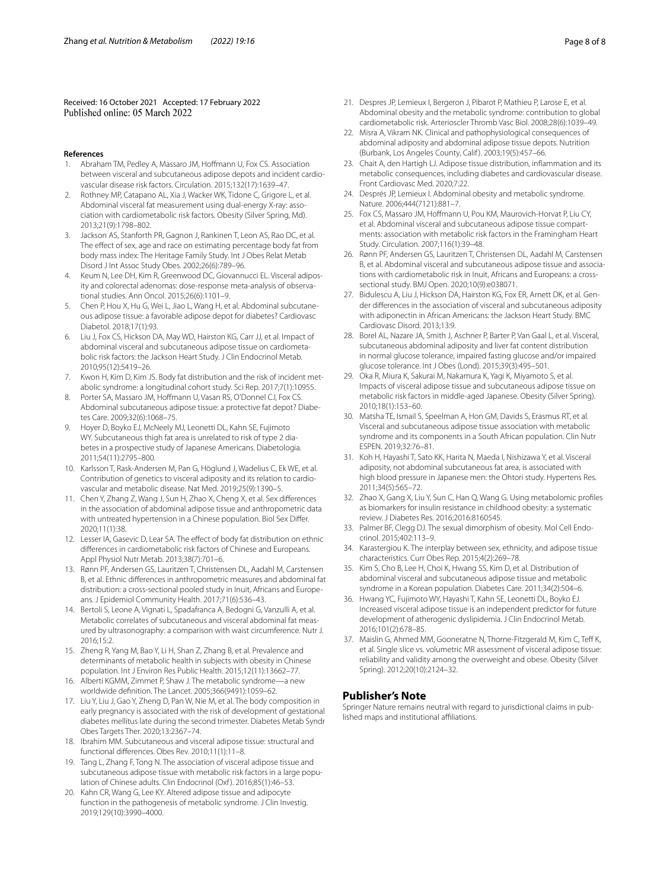Received: 16 October 2021 Accepted: 17 February 2022
Published online: 05 March 2022

**References**

1. Abraham TM, Pedley A, Massaro JM, Hoffmann U, Fox CS. Association between visceral and subcutaneous adipose depots and incident cardiovascular disease risk factors. Circulation. 2015;132(17):1639–47.
2. Rothney MP, Catapano AL, Xia J, Wacker WK, Tidone C, Grigore L, et al. Abdominal visceral fat measurement using dual-energy X-ray: association with cardiometabolic risk factors. Obesity (Silver Spring, Md). 2013;21(9):1798–802.
3. Jackson AS, Stanforth PR, Gagnon J, Rankinen T, Leon AS, Rao DC, et al. The effect of sex, age and race on estimating percentage body fat from body mass index: The Heritage Family Study. Int J Obes Relat Metab Disord J Int Assoc Study Obes. 2002;26(6):789–96.
4. Keum N, Lee DH, Kim R, Greenwood DC, Giovannucci EL. Visceral adiposity and colorectal adenomas: dose-response meta-analysis of observational studies. Ann Oncol. 2015;26(6):1101–9.
5. Chen P, Hou X, Hu G, Wei L, Jiao L, Wang H, et al. Abdominal subcutaneous adipose tissue: a favorable adipose depot for diabetes? Cardiovasc Diabetol. 2018;17(1):93.
6. Liu J, Fox CS, Hickson DA, May WD, Hairston KG, Carr JJ, et al. Impact of abdominal visceral and subcutaneous adipose tissue on cardiometabolic risk factors: the Jackson Heart Study. J Clin Endocrinol Metab. 2010;95(12):5419–26.
7. Kwon H, Kim D, Kim JS. Body fat distribution and the risk of incident metabolic syndrome: a longitudinal cohort study. Sci Rep. 2017;7(1):10955.
8. Porter SA, Massaro JM, Hoffmann U, Vasan RS, O'Donnel CJ, Fox CS. Abdominal subcutaneous adipose tissue: a protective fat depot? Diabetes Care. 2009;32(6):1068–75.
9. Hoyer D, Boyko EJ, McNeely MJ, Leonetti DL, Kahn SE, Fujimoto WY. Subcutaneous thigh fat area is unrelated to risk of type 2 diabetes in a prospective study of Japanese Americans. Diabetologia. 2011;54(11):2795–800.
10. Karlsson T, Rask-Andersen M, Pan G, Höglund J, Wadelius C, Ek WE, et al. Contribution of genetics to visceral adiposity and its relation to cardiovascular and metabolic disease. Nat Med. 2019;25(9):1390–5.
11. Chen Y, Zhang Z, Wang J, Sun H, Zhao X, Cheng X, et al. Sex differences in the association of abdominal adipose tissue and anthropometric data with untreated hypertension in a Chinese population. Biol Sex Differ. 2020;11(1):38.
12. Lesser IA, Gasevic D, Lear SA. The effect of body fat distribution on ethnic differences in cardiometabolic risk factors of Chinese and Europeans. Appl Physiol Nutr Metab. 2013;38(7):701–6.
13. Rønn PF, Andersen GS, Lauritzen T, Christensen DL, Aadahl M, Carstensen B, et al. Ethnic differences in anthropometric measures and abdominal fat distribution: a cross-sectional pooled study in Inuit, Africans and Europeans. J Epidemiol Community Health. 2017;71(6):536–43.
14. Bertoli S, Leone A, Vignati L, Spadafranca A, Bedogni G, Vanzulli A, et al. Metabolic correlates of subcutaneous and visceral abdominal fat measured by ultrasonography: a comparison with waist circumference. Nutr J. 2016;15:2.
15. Zheng R, Yang M, Bao Y, Li H, Shan Z, Zhang B, et al. Prevalence and determinants of metabolic health in subjects with obesity in Chinese population. Int J Environ Res Public Health. 2015;12(11):13662–77.
16. Alberti KGMM, Zimmet P, Shaw J. The metabolic syndrome—a new worldwide definition. The Lancet. 2005;366(9491):1059–62.
17. Liu Y, Liu J, Gao Y, Zheng D, Pan W, Nie M, et al. The body composition in early pregnancy is associated with the risk of development of gestational diabetes mellitus late during the second trimester. Diabetes Metab Syndr Obes Targets Ther. 2020;13:2367–74.
18. Ibrahim MM. Subcutaneous and visceral adipose tissue: structural and functional differences. Obes Rev. 2010;11(1):11–8.
19. Tang L, Zhang F, Tong N. The association of visceral adipose tissue and subcutaneous adipose tissue with metabolic risk factors in a large population of Chinese adults. Clin Endocrinol (Oxf). 2016;85(1):46–53.
20. Kahn CR, Wang G, Lee KY. Altered adipose tissue and adipocyte function in the pathogenesis of metabolic syndrome. J Clin Investig. 2019;129(10):3990–4000.
21. Despres JP, Lemieux I, Bergeron J, Pibarot P, Mathieu P, Larose E, et al. Abdominal obesity and the metabolic syndrome: contribution to global cardiometabolic risk. Arterioscler Thromb Vasc Biol. 2008;28(6):1039–49.
22. Misra A, Vikram NK. Clinical and pathophysiological consequences of abdominal adiposity and abdominal adipose tissue depots. Nutrition (Burbank, Los Angeles County, Calif). 2003;19(5):457–66.
23. Chait A, den Hartigh LJ. Adipose tissue distribution, inflammation and its metabolic consequences, including diabetes and cardiovascular disease. Front Cardiovasc Med. 2020;7:22.
24. Després JP, Lemieux I. Abdominal obesity and metabolic syndrome. Nature. 2006;444(7121):881–7.
25. Fox CS, Massaro JM, Hoffmann U, Pou KM, Maurovich-Horvat P, Liu CY, et al. Abdominal visceral and subcutaneous adipose tissue compartments: association with metabolic risk factors in the Framingham Heart Study. Circulation. 2007;116(1):39–48.
26. Rønn PF, Andersen GS, Lauritzen T, Christensen DL, Aadahl M, Carstensen B, et al. Abdominal visceral and subcutaneous adipose tissue and associations with cardiometabolic risk in Inuit, Africans and Europeans: a cross-sectional study. BMJ Open. 2020;10(9):e038071.
27. Bidulescu A, Liu J, Hickson DA, Hairston KG, Fox ER, Arnett DK, et al. Gender differences in the association of visceral and subcutaneous adiposity with adiponectin in African Americans: the Jackson Heart Study. BMC Cardiovasc Disord. 2013;13:9.
28. Borel AL, Nazare JA, Smith J, Aschner P, Barter P, Van Gaal L, et al. Visceral, subcutaneous abdominal adiposity and liver fat content distribution in normal glucose tolerance, impaired fasting glucose and/or impaired glucose tolerance. Int J Obes (Lond). 2015;39(3):495–501.
29. Oka R, Miura K, Sakurai M, Nakamura K, Yagi K, Miyamoto S, et al. Impacts of visceral adipose tissue and subcutaneous adipose tissue on metabolic risk factors in middle-aged Japanese. Obesity (Silver Spring). 2010;18(1):153–60.
30. Matsha TE, Ismail S, Speelman A, Hon GM, Davids S, Erasmus RT, et al. Visceral and subcutaneous adipose tissue association with metabolic syndrome and its components in a South African population. Clin Nutr ESPEN. 2019;32:76–81.
31. Koh H, Hayashi T, Sato KK, Harita N, Maeda I, Nishizawa Y, et al. Visceral adiposity, not abdominal subcutaneous fat area, is associated with high blood pressure in Japanese men: the Ohtori study. Hypertens Res. 2011;34(5):565–72.
32. Zhao X, Gang X, Liu Y, Sun C, Han Q, Wang G. Using metabolomic profiles as biomarkers for insulin resistance in childhood obesity: a systematic review. J Diabetes Res. 2016;2016:8160545.
33. Palmer BF, Clegg DJ. The sexual dimorphism of obesity. Mol Cell Endocrinol. 2015;402:113–9.
34. Karastergiou K. The interplay between sex, ethnicity, and adipose tissue characteristics. Curr Obes Rep. 2015;4(2):269–78.
35. Kim S, Cho B, Lee H, Choi K, Hwang SS, Kim D, et al. Distribution of abdominal visceral and subcutaneous adipose tissue and metabolic syndrome in a Korean population. Diabetes Care. 2011;34(2):504–6.
36. Hwang YC, Fujimoto WY, Hayashi T, Kahn SE, Leonetti DL, Boyko EJ. Increased visceral adipose tissue is an independent predictor for future development of atherogenic dyslipidemia. J Clin Endocrinol Metab. 2016;101(2):678–85.
37. Maislin G, Ahmed MM, Gooneratne N, Thorne-Fitzgerald M, Kim C, Teff K, et al. Single slice vs. volumetric MR assessment of visceral adipose tissue: reliability and validity among the overweight and obese. Obesity (Silver Spring). 2012;20(10):2124–32.

## Publisher's Note

Springer Nature remains neutral with regard to jurisdictional claims in published maps and institutional affiliations.